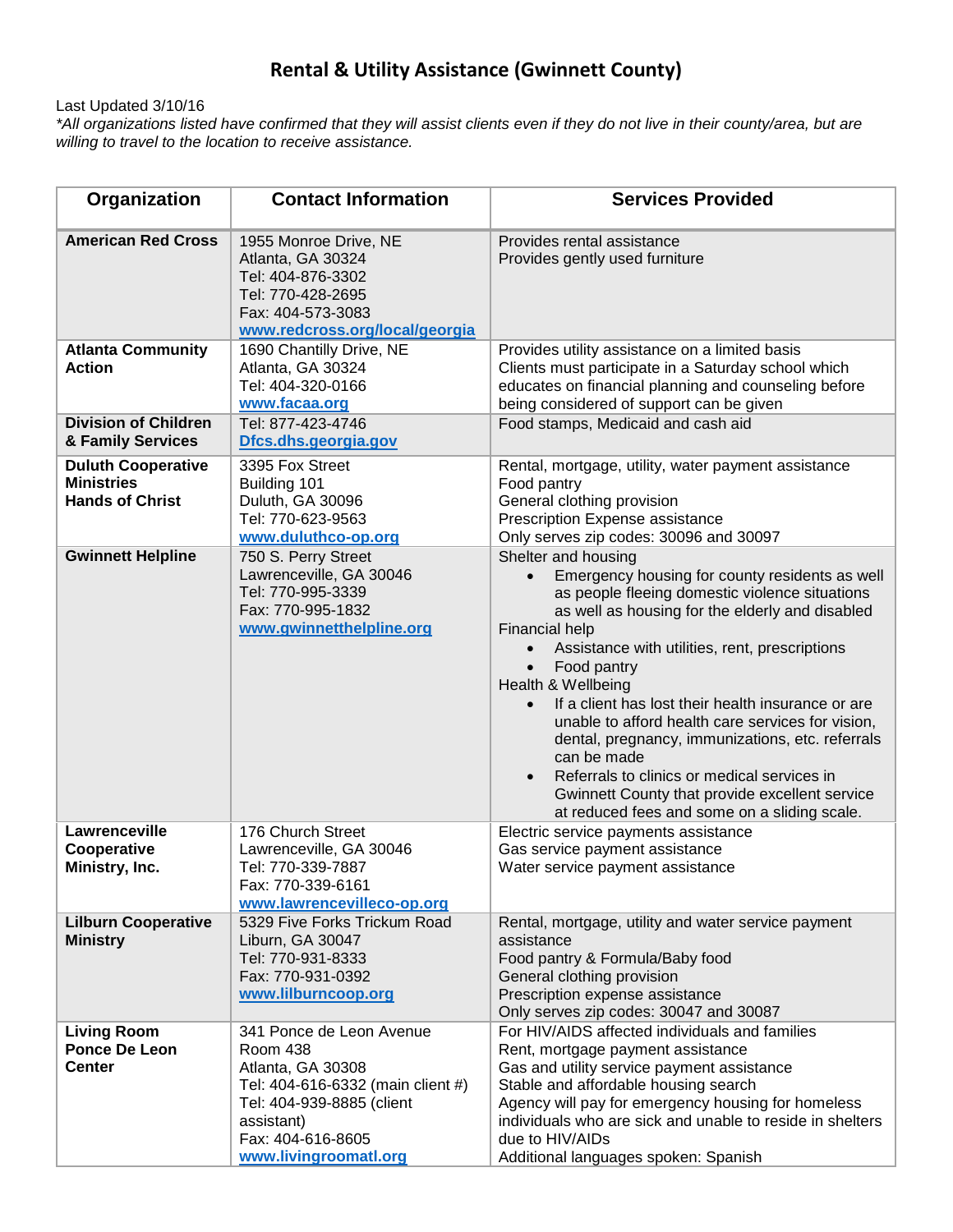# Rental & Utility Assistance (Gwinnett County)

Last Updated 3/10/16

*\*All organizations listed have confirmed that they will assist clients even if they do not live in their county/area, but are willing to travel to the location to receive assistance.*

| Organization | Contact Information | Services Provided |
|---|---|---|
| **American Red Cross** | 1955 Monroe Drive, NE<br>Atlanta, GA 30324<br>Tel: 404-876-3302<br>Tel: 770-428-2695<br>Fax: 404-573-3083<br>www.redcross.org/local/georgia | Provides rental assistance<br>Provides gently used furniture |
| **Atlanta Community Action** | 1690 Chantilly Drive, NE<br>Atlanta, GA 30324<br>Tel: 404-320-0166<br>www.facaa.org | Provides utility assistance on a limited basis<br>Clients must participate in a Saturday school which educates on financial planning and counseling before being considered of support can be given |
| **Division of Children & Family Services** | Tel: 877-423-4746<br>Dfcs.dhs.georgia.gov | Food stamps, Medicaid and cash aid |
| **Duluth Cooperative Ministries Hands of Christ** | 3395 Fox Street<br>Building 101<br>Duluth, GA 30096<br>Tel: 770-623-9563<br>www.duluthco-op.org | Rental, mortgage, utility, water payment assistance<br>Food pantry<br>General clothing provision<br>Prescription Expense assistance<br>Only serves zip codes: 30096 and 30097 |
| **Gwinnett Helpline** | 750 S. Perry Street<br>Lawrenceville, GA 30046<br>Tel: 770-995-3339<br>Fax: 770-995-1832<br>www.gwinnetthelpline.org | Shelter and housing<br>• Emergency housing for county residents as well as people fleeing domestic violence situations as well as housing for the elderly and disabled<br>Financial help<br>• Assistance with utilities, rent, prescriptions<br>• Food pantry<br>Health & Wellbeing<br>• If a client has lost their health insurance or are unable to afford health care services for vision, dental, pregnancy, immunizations, etc. referrals can be made<br>• Referrals to clinics or medical services in Gwinnett County that provide excellent service at reduced fees and some on a sliding scale. |
| **Lawrenceville Cooperative Ministry, Inc.** | 176 Church Street<br>Lawrenceville, GA 30046<br>Tel: 770-339-7887<br>Fax: 770-339-6161<br>www.lawrencevilleco-op.org | Electric service payments assistance<br>Gas service payment assistance<br>Water service payment assistance |
| **Lilburn Cooperative Ministry** | 5329 Five Forks Trickum Road<br>Liburn, GA 30047<br>Tel: 770-931-8333<br>Fax: 770-931-0392<br>www.lilburncoop.org | Rental, mortgage, utility and water service payment assistance<br>Food pantry & Formula/Baby food<br>General clothing provision<br>Prescription expense assistance<br>Only serves zip codes: 30047 and 30087 |
| **Living Room Ponce De Leon Center** | 341 Ponce de Leon Avenue<br>Room 438<br>Atlanta, GA 30308<br>Tel: 404-616-6332 (main client #)<br>Tel: 404-939-8885 (client assistant)<br>Fax: 404-616-8605<br>www.livingroomatl.org | For HIV/AIDS affected individuals and families<br>Rent, mortgage payment assistance<br>Gas and utility service payment assistance<br>Stable and affordable housing search<br>Agency will pay for emergency housing for homeless individuals who are sick and unable to reside in shelters due to HIV/AIDs<br>Additional languages spoken: Spanish |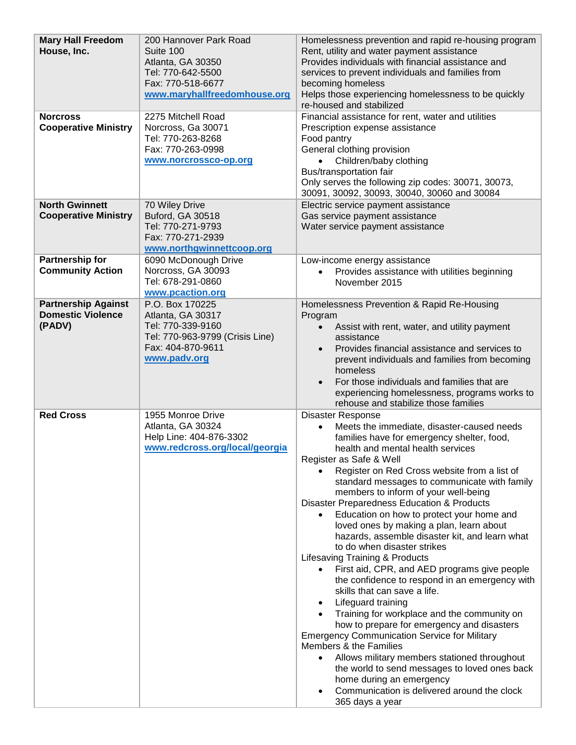| | | |
|---|---|---|
| **Mary Hall Freedom House, Inc.** | 200 Hannover Park Road<br>Suite 100<br>Atlanta, GA 30350<br>Tel: 770-642-5500<br>Fax: 770-518-6677<br>**www.maryhallfreedomhouse.org** | Homelessness prevention and rapid re-housing program<br>Rent, utility and water payment assistance<br>Provides individuals with financial assistance and services to prevent individuals and families from becoming homeless<br>Helps those experiencing homelessness to be quickly re-housed and stabilized |
| **Norcross Cooperative Ministry** | 2275 Mitchell Road<br>Norcross, Ga 30071<br>Tel: 770-263-8268<br>Fax: 770-263-0998<br>**www.norcrossco-op.org** | Financial assistance for rent, water and utilities<br>Prescription expense assistance<br>Food pantry<br>General clothing provision<br>• Children/baby clothing<br>Bus/transportation fair<br>Only serves the following zip codes: 30071, 30073, 30091, 30092, 30093, 30040, 30060 and 30084 |
| **North Gwinnett Cooperative Ministry** | 70 Wiley Drive<br>Buford, GA 30518<br>Tel: 770-271-9793<br>Fax: 770-271-2939<br>**www.northgwinnettcoop.org** | Electric service payment assistance<br>Gas service payment assistance<br>Water service payment assistance |
| **Partnership for Community Action** | 6090 McDonough Drive<br>Norcross, GA 30093<br>Tel: 678-291-0860<br>**www.pcaction.org** | Low-income energy assistance<br>• Provides assistance with utilities beginning November 2015 |
| **Partnership Against Domestic Violence (PADV)** | P.O. Box 170225<br>Atlanta, GA 30317<br>Tel: 770-339-9160<br>Tel: 770-963-9799 (Crisis Line)<br>Fax: 404-870-9611<br>**www.padv.org** | Homelessness Prevention & Rapid Re-Housing Program<br>• Assist with rent, water, and utility payment assistance<br>• Provides financial assistance and services to prevent individuals and families from becoming homeless<br>• For those individuals and families that are experiencing homelessness, programs works to rehouse and stabilize those families |
| **Red Cross** | 1955 Monroe Drive<br>Atlanta, GA 30324<br>Help Line: 404-876-3302<br>**www.redcross.org/local/georgia** | Disaster Response<br>• Meets the immediate, disaster-caused needs families have for emergency shelter, food, health and mental health services<br>Register as Safe & Well<br>• Register on Red Cross website from a list of standard messages to communicate with family members to inform of your well-being<br>Disaster Preparedness Education & Products<br>• Education on how to protect your home and loved ones by making a plan, learn about hazards, assemble disaster kit, and learn what to do when disaster strikes<br>Lifesaving Training & Products<br>• First aid, CPR, and AED programs give people the confidence to respond in an emergency with skills that can save a life.<br>• Lifeguard training<br>• Training for workplace and the community on how to prepare for emergency and disasters<br>Emergency Communication Service for Military Members & the Families<br>• Allows military members stationed throughout the world to send messages to loved ones back home during an emergency<br>• Communication is delivered around the clock 365 days a year |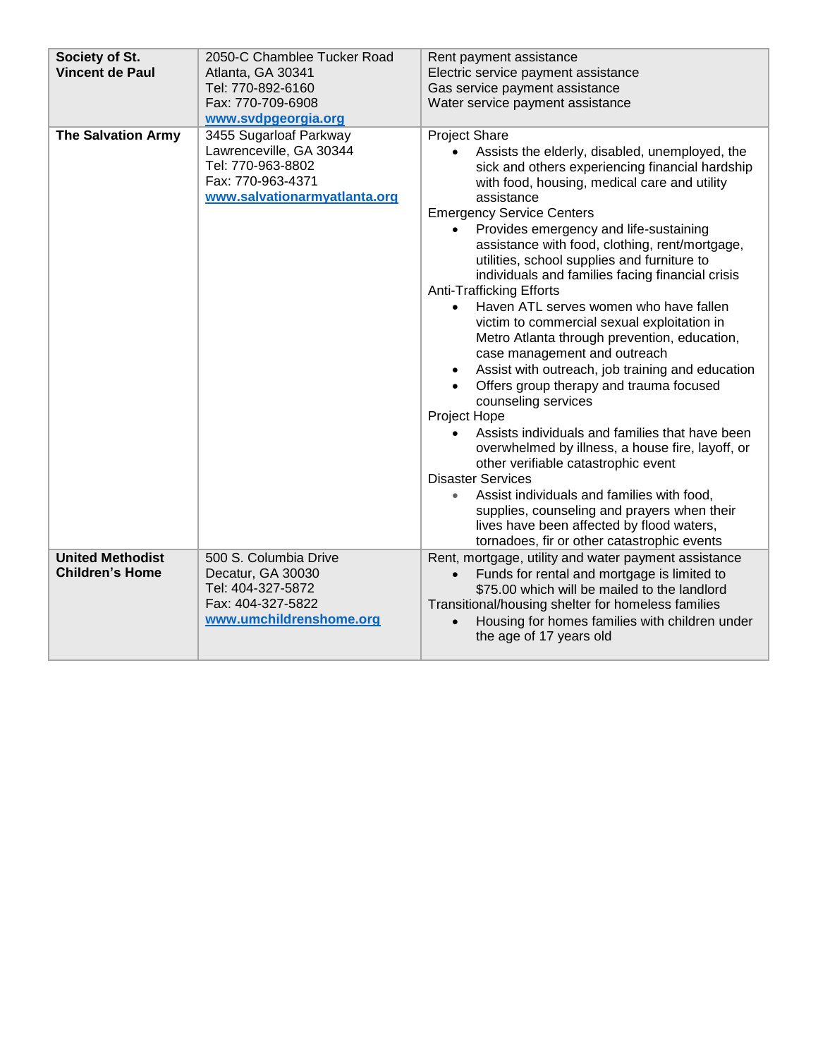| | | |
|---|---|---|
| **Society of St. Vincent de Paul** | 2050-C Chamblee Tucker Road<br>Atlanta, GA 30341<br>Tel: 770-892-6160<br>Fax: 770-709-6908<br>www.svdpgeorgia.org | Rent payment assistance<br>Electric service payment assistance<br>Gas service payment assistance<br>Water service payment assistance |
| **The Salvation Army** | 3455 Sugarloaf Parkway<br>Lawrenceville, GA 30344<br>Tel: 770-963-8802<br>Fax: 770-963-4371<br>www.salvationarmyatlanta.org | Project Share<br>• Assists the elderly, disabled, unemployed, the sick and others experiencing financial hardship with food, housing, medical care and utility assistance<br>Emergency Service Centers<br>• Provides emergency and life-sustaining assistance with food, clothing, rent/mortgage, utilities, school supplies and furniture to individuals and families facing financial crisis<br>Anti-Trafficking Efforts<br>• Haven ATL serves women who have fallen victim to commercial sexual exploitation in Metro Atlanta through prevention, education, case management and outreach<br>• Assist with outreach, job training and education<br>• Offers group therapy and trauma focused counseling services<br>Project Hope<br>• Assists individuals and families that have been overwhelmed by illness, a house fire, layoff, or other verifiable catastrophic event<br>Disaster Services<br>• Assist individuals and families with food, supplies, counseling and prayers when their lives have been affected by flood waters, tornadoes, fir or other catastrophic events |
| **United Methodist Children's Home** | 500 S. Columbia Drive<br>Decatur, GA 30030<br>Tel: 404-327-5872<br>Fax: 404-327-5822<br>www.umchildrenshome.org | Rent, mortgage, utility and water payment assistance<br>• Funds for rental and mortgage is limited to $75.00 which will be mailed to the landlord<br>Transitional/housing shelter for homeless families<br>• Housing for homes families with children under the age of 17 years old |